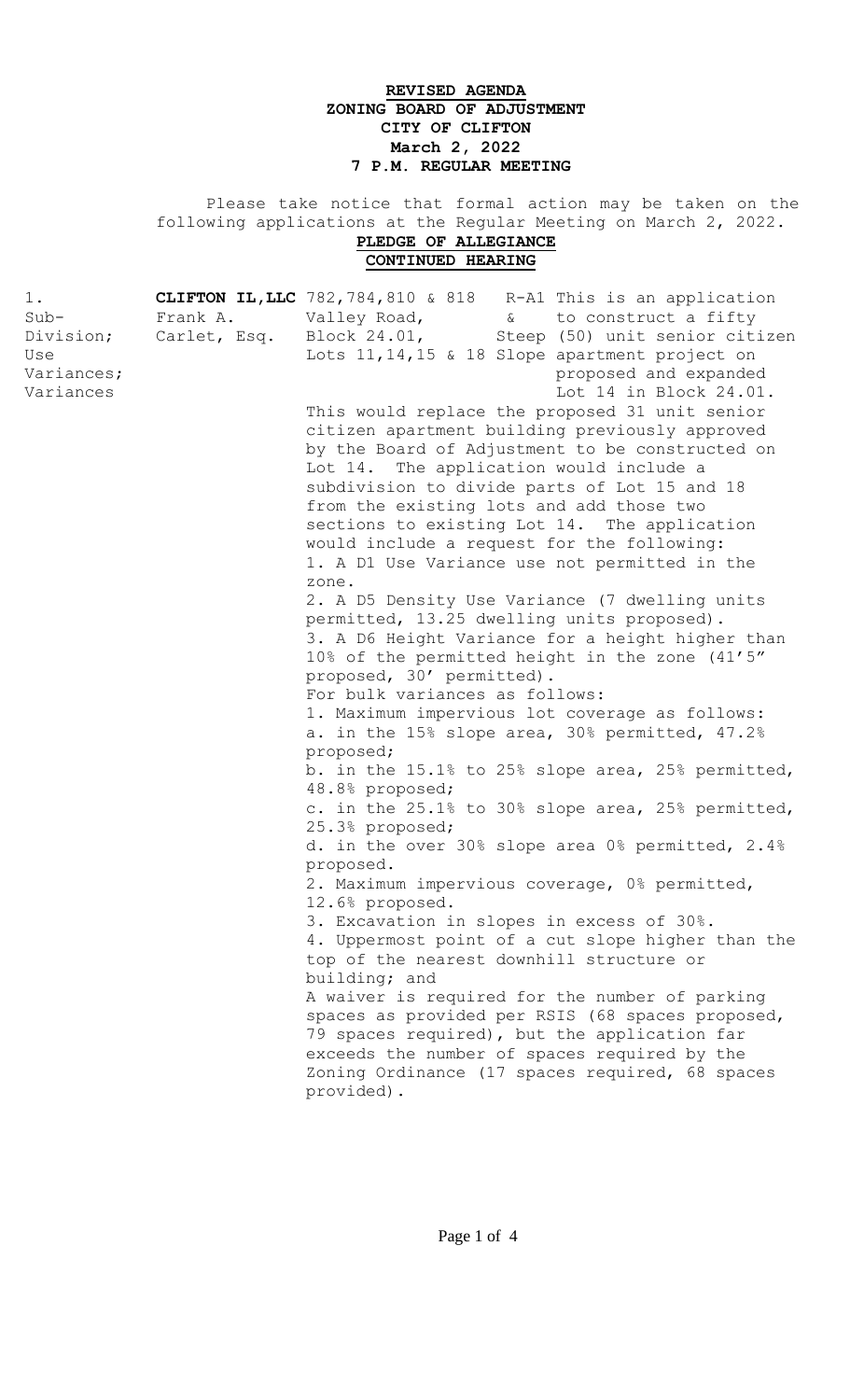**REVISED AGENDA**
**ZONING BOARD OF ADJUSTMENT**
**CITY OF CLIFTON**
**March 2, 2022**
**7 P.M. REGULAR MEETING**

Please take notice that formal action may be taken on the following applications at the Regular Meeting on March 2, 2022.

**PLEDGE OF ALLEGIANCE**

**CONTINUED HEARING**

| | | | | |
|---|---|---|---|---|
| 1. Sub-Division; Use Variances; Variances | **CLIFTON IL, LLC** Frank A. Carlet, Esq. | 782,784,810 & 818 Valley Road, Block 24.01, Lots 11,14,15 & 18 | R-A1 & Steep Slope | This is an application to construct a fifty (50) unit senior citizen apartment project on proposed and expanded Lot 14 in Block 24.01. |

This would replace the proposed 31 unit senior citizen apartment building previously approved by the Board of Adjustment to be constructed on Lot 14. The application would include a subdivision to divide parts of Lot 15 and 18 from the existing lots and add those two sections to existing Lot 14. The application would include a request for the following:

1. A D1 Use Variance use not permitted in the zone.
2. A D5 Density Use Variance (7 dwelling units permitted, 13.25 dwelling units proposed).
3. A D6 Height Variance for a height higher than 10% of the permitted height in the zone (41'5" proposed, 30' permitted).

For bulk variances as follows:

1. Maximum impervious lot coverage as follows:
   a. in the 15% slope area, 30% permitted, 47.2% proposed;
   b. in the 15.1% to 25% slope area, 25% permitted, 48.8% proposed;
   c. in the 25.1% to 30% slope area, 25% permitted, 25.3% proposed;
   d. in the over 30% slope area 0% permitted, 2.4% proposed.
2. Maximum impervious coverage, 0% permitted, 12.6% proposed.
3. Excavation in slopes in excess of 30%.
4. Uppermost point of a cut slope higher than the top of the nearest downhill structure or building; and

A waiver is required for the number of parking spaces as provided per RSIS (68 spaces proposed, 79 spaces required), but the application far exceeds the number of spaces required by the Zoning Ordinance (17 spaces required, 68 spaces provided).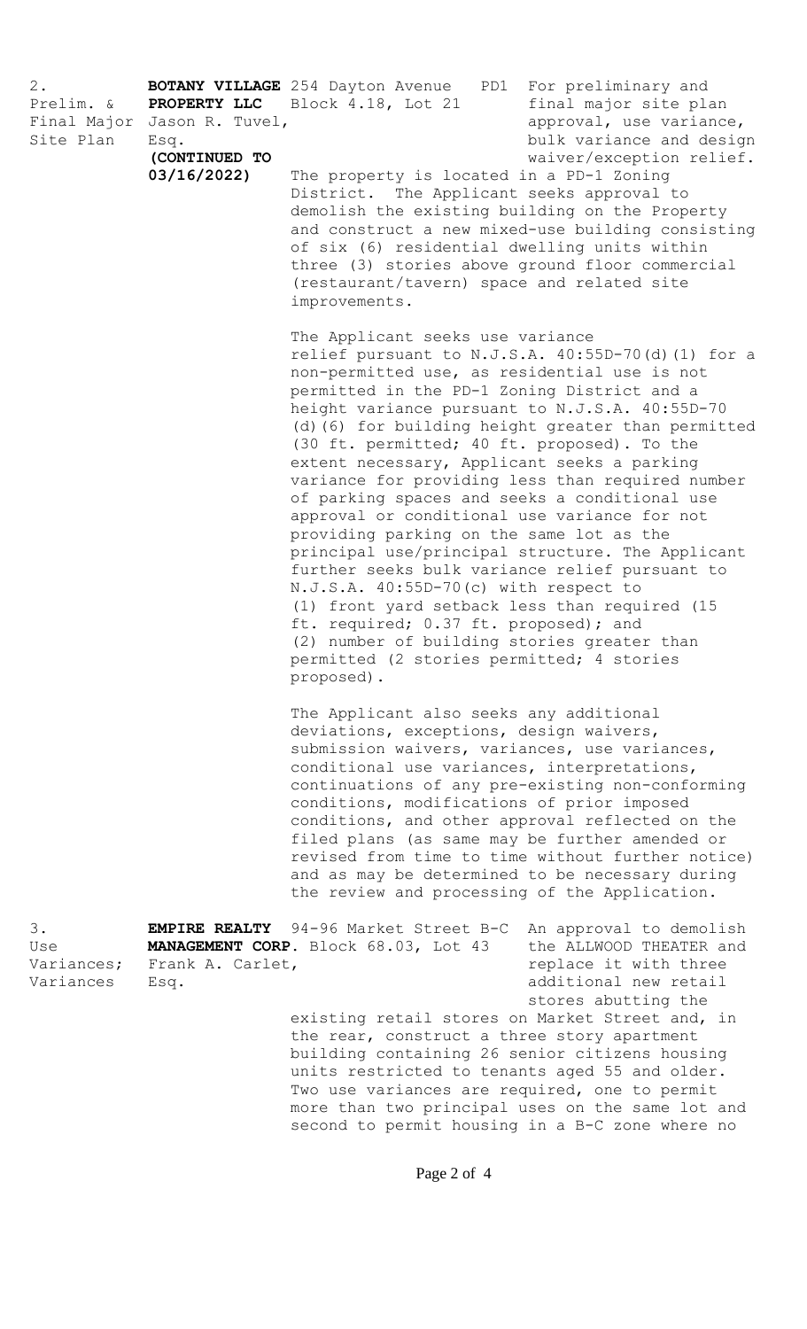| | | | |
|---|---|---|---|
| 2. Prelim. & Final Major Site Plan | **BOTANY VILLAGE PROPERTY LLC** Jason R. Tuvel, Esq. **(CONTINUED TO 03/16/2022)** | 254 Dayton Avenue PD1 Block 4.18, Lot 21 | For preliminary and final major site plan approval, use variance, bulk variance and design waiver/exception relief. |

The property is located in a PD-1 Zoning District. The Applicant seeks approval to demolish the existing building on the Property and construct a new mixed-use building consisting of six (6) residential dwelling units within three (3) stories above ground floor commercial (restaurant/tavern) space and related site improvements.

The Applicant seeks use variance relief pursuant to N.J.S.A. 40:55D-70(d)(1) for a non-permitted use, as residential use is not permitted in the PD-1 Zoning District and a height variance pursuant to N.J.S.A. 40:55D-70 (d)(6) for building height greater than permitted (30 ft. permitted; 40 ft. proposed). To the extent necessary, Applicant seeks a parking variance for providing less than required number of parking spaces and seeks a conditional use approval or conditional use variance for not providing parking on the same lot as the principal use/principal structure. The Applicant further seeks bulk variance relief pursuant to N.J.S.A. 40:55D-70(c) with respect to (1) front yard setback less than required (15 ft. required; 0.37 ft. proposed); and (2) number of building stories greater than permitted (2 stories permitted; 4 stories proposed).

The Applicant also seeks any additional deviations, exceptions, design waivers, submission waivers, variances, use variances, conditional use variances, interpretations, continuations of any pre-existing non-conforming conditions, modifications of prior imposed conditions, and other approval reflected on the filed plans (as same may be further amended or revised from time to time without further notice) and as may be determined to be necessary during the review and processing of the Application.

| | | | |
|---|---|---|---|
| 3. Use Variances; Variances | **EMPIRE REALTY MANAGEMENT CORP.** Frank A. Carlet, Esq. | 94-96 Market Street B-C Block 68.03, Lot 43 | An approval to demolish the ALLWOOD THEATER and replace it with three additional new retail stores abutting the |

existing retail stores on Market Street and, in the rear, construct a three story apartment building containing 26 senior citizens housing units restricted to tenants aged 55 and older. Two use variances are required, one to permit more than two principal uses on the same lot and second to permit housing in a B-C zone where no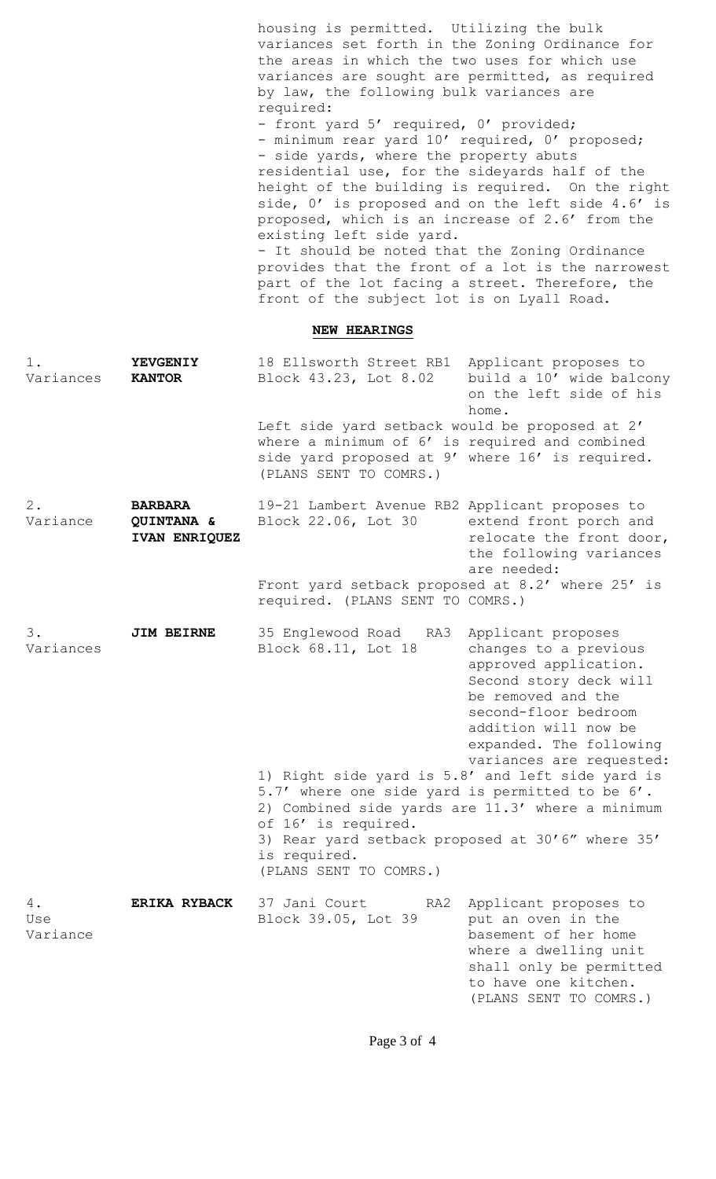housing is permitted. Utilizing the bulk variances set forth in the Zoning Ordinance for the areas in which the two uses for which use variances are sought are permitted, as required by law, the following bulk variances are required:

- front yard 5' required, 0' provided;
- minimum rear yard 10' required, 0' proposed;
- side yards, where the property abuts residential use, for the sideyards half of the height of the building is required. On the right side, 0' is proposed and on the left side 4.6' is proposed, which is an increase of 2.6' from the existing left side yard.
- It should be noted that the Zoning Ordinance provides that the front of a lot is the narrowest part of the lot facing a street. Therefore, the front of the subject lot is on Lyall Road.

**NEW HEARINGS**

1. Variances — **YEVGENIY KANTOR** — 18 Ellsworth Street RB1, Block 43.23, Lot 8.02 — Applicant proposes to build a 10' wide balcony on the left side of his home.

   Left side yard setback would be proposed at 2' where a minimum of 6' is required and combined side yard proposed at 9' where 16' is required. (PLANS SENT TO COMRS.)

2. Variance — **BARBARA QUINTANA & IVAN ENRIQUEZ** — 19-21 Lambert Avenue RB2, Block 22.06, Lot 30 — Applicant proposes to extend front porch and relocate the front door, the following variances are needed:

   Front yard setback proposed at 8.2' where 25' is required. (PLANS SENT TO COMRS.)

3. Variances — **JIM BEIRNE** — 35 Englewood Road RA3, Block 68.11, Lot 18 — Applicant proposes changes to a previous approved application. Second story deck will be removed and the second-floor bedroom addition will now be expanded. The following variances are requested:

   1) Right side yard is 5.8' and left side yard is 5.7' where one side yard is permitted to be 6'.
   2) Combined side yards are 11.3' where a minimum of 16' is required.
   3) Rear yard setback proposed at 30'6" where 35' is required.
   (PLANS SENT TO COMRS.)

4. Use Variance — **ERIKA RYBACK** — 37 Jani Court RA2, Block 39.05, Lot 39 — Applicant proposes to put an oven in the basement of her home where a dwelling unit shall only be permitted to have one kitchen. (PLANS SENT TO COMRS.)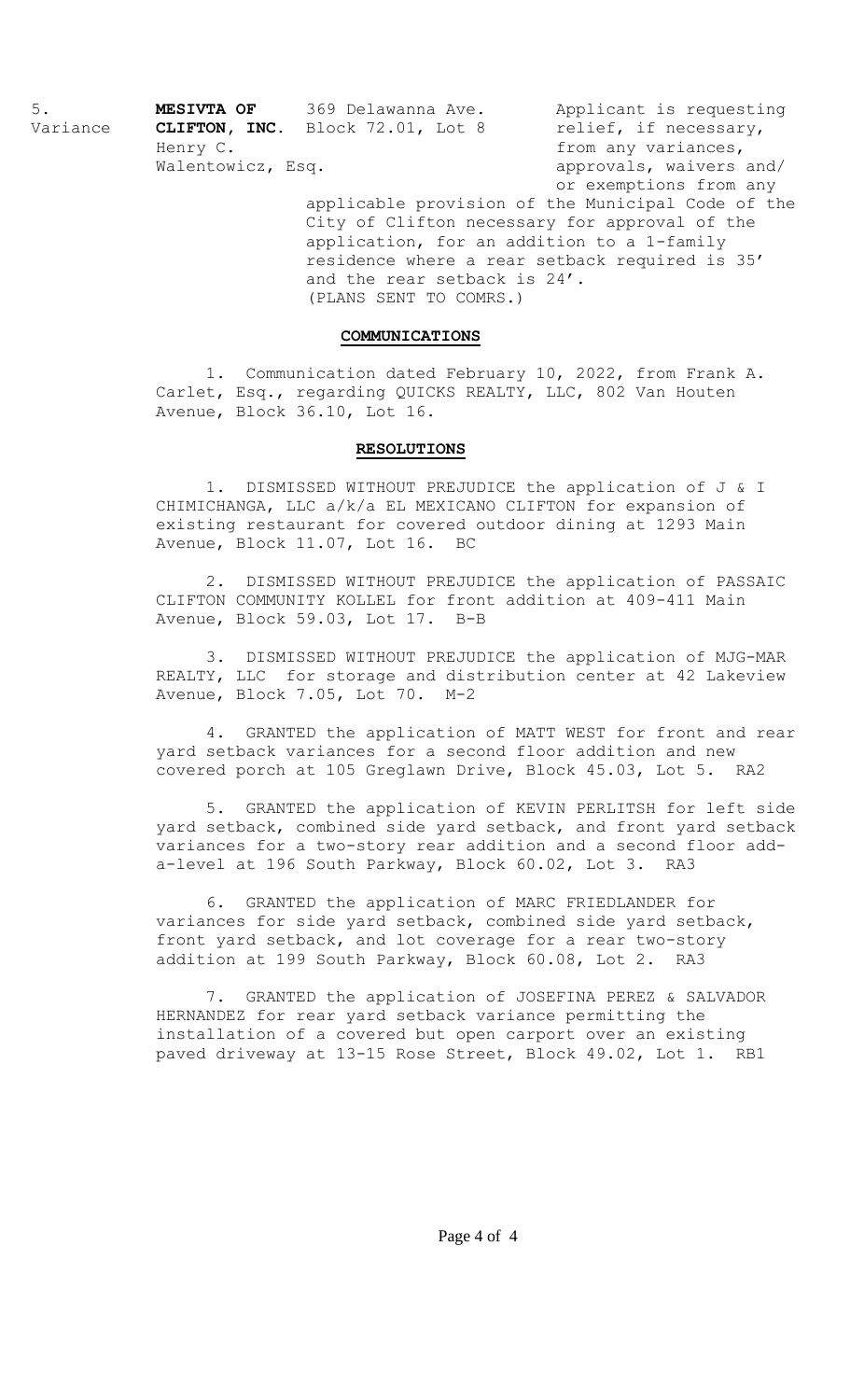| | | | |
|---|---|---|---|
| 5. Variance | **MESIVTA OF CLIFTON, INC.** Henry C. Walentowicz, Esq. | 369 Delawanna Ave. Block 72.01, Lot 8 | Applicant is requesting relief, if necessary, from any variances, approvals, waivers and/ or exemptions from any applicable provision of the Municipal Code of the City of Clifton necessary for approval of the application, for an addition to a 1-family residence where a rear setback required is 35' and the rear setback is 24'. (PLANS SENT TO COMRS.) |

## COMMUNICATIONS

1. Communication dated February 10, 2022, from Frank A. Carlet, Esq., regarding QUICKS REALTY, LLC, 802 Van Houten Avenue, Block 36.10, Lot 16.

## RESOLUTIONS

1. DISMISSED WITHOUT PREJUDICE the application of J & I CHIMICHANGA, LLC a/k/a EL MEXICANO CLIFTON for expansion of existing restaurant for covered outdoor dining at 1293 Main Avenue, Block 11.07, Lot 16. BC

2. DISMISSED WITHOUT PREJUDICE the application of PASSAIC CLIFTON COMMUNITY KOLLEL for front addition at 409-411 Main Avenue, Block 59.03, Lot 17. B-B

3. DISMISSED WITHOUT PREJUDICE the application of MJG-MAR REALTY, LLC for storage and distribution center at 42 Lakeview Avenue, Block 7.05, Lot 70. M-2

4. GRANTED the application of MATT WEST for front and rear yard setback variances for a second floor addition and new covered porch at 105 Greglawn Drive, Block 45.03, Lot 5. RA2

5. GRANTED the application of KEVIN PERLITSH for left side yard setback, combined side yard setback, and front yard setback variances for a two-story rear addition and a second floor add-a-level at 196 South Parkway, Block 60.02, Lot 3. RA3

6. GRANTED the application of MARC FRIEDLANDER for variances for side yard setback, combined side yard setback, front yard setback, and lot coverage for a rear two-story addition at 199 South Parkway, Block 60.08, Lot 2. RA3

7. GRANTED the application of JOSEFINA PEREZ & SALVADOR HERNANDEZ for rear yard setback variance permitting the installation of a covered but open carport over an existing paved driveway at 13-15 Rose Street, Block 49.02, Lot 1. RB1